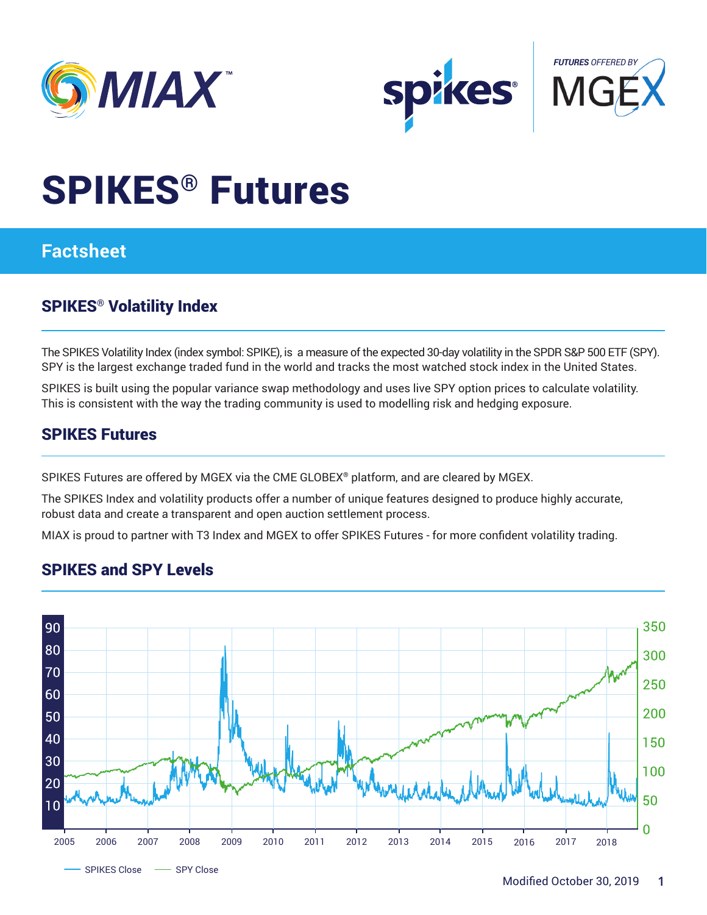# SPIKES® Futures

## Factsheet

### SPIKES® Volatility Index

The SPIKES Volatility Index (index symbol: SPIKE), is a measure of the expected 30-day volatility in the SPDR S&P 500 ETF (SPY). SPY is the largest exchange traded fund in the world and tracks the most watched stock index in the United States.

SPIKES is built using the popular variance swap methodology and uses live SPY option prices to calculate volatility. This is consistent with the way the trading community is used to modelling risk and hedging exposure.

### SPIKES Futures

SPIKES Futures are offered by MGEX via the CME GLOBEX® platform, and are cleared by MGEX.

The SPIKES Index and volatility products offer a number of unique features designed to produce highly accurate, robust data and create a transparent and open auction settlement process.

MIAX is proud to partner with T3 Index and MGEX to offer SPIKES Futures - for more confident volatility trading.

### SPIKES and SPY Levels

SPIKES Close — SPY Close

Modified October 30, 2019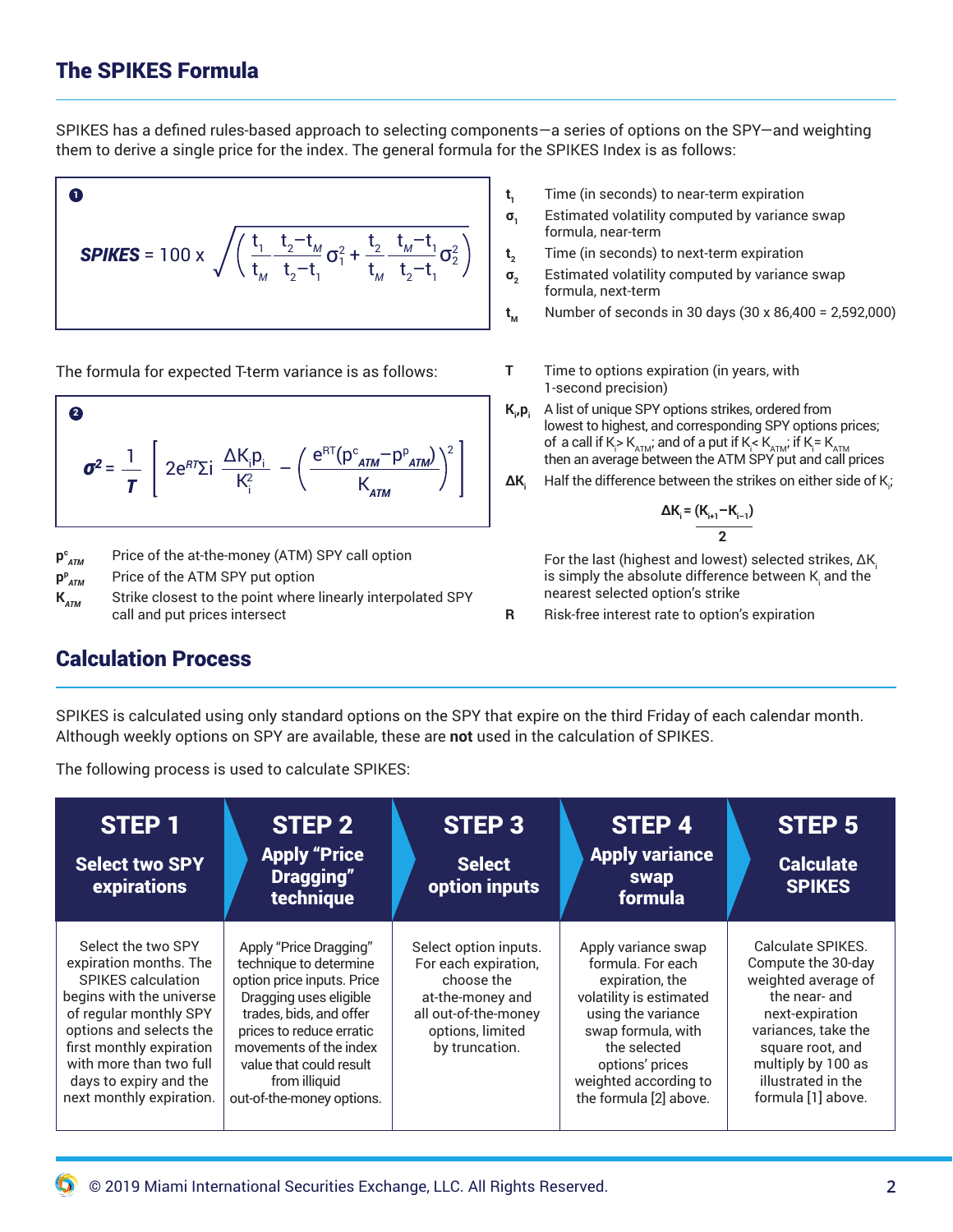## The SPIKES Formula

SPIKES has a defined rules-based approach to selecting components—a series of options on the SPY—and weighting them to derive a single price for the index. The general formula for the SPIKES Index is as follows:

**❶**

$$\textbf{\textit{SPIKES}} = 100 \times \sqrt{\left(\frac{t_1}{t_M}\frac{t_2 - t_M}{t_2 - t_1}\sigma_1^2 + \frac{t_2}{t_M}\frac{t_M - t_1}{t_2 - t_1}\sigma_2^2\right)}$$

- $t_1$ — Time (in seconds) to near-term expiration
- $\sigma_1$ — Estimated volatility computed by variance swap formula, near-term
- $t_2$ — Time (in seconds) to next-term expiration
- $\sigma_2$ — Estimated volatility computed by variance swap formula, next-term
- $t_M$ — Number of seconds in 30 days (30 x 86,400 = 2,592,000)

The formula for expected T-term variance is as follows:

**❷**

$$\boldsymbol{\sigma^2} = \frac{1}{\boldsymbol{T}}\left[2e^{RT}\Sigma i\,\frac{\Delta K_i p_i}{K_i^2} - \left(\frac{e^{RT}(p^c_{ATM} - p^p_{ATM})}{K_{ATM}}\right)^2\right]$$

- $p^c_{ATM}$ — Price of the at-the-money (ATM) SPY call option
- $p^p_{ATM}$ — Price of the ATM SPY put option
- $K_{ATM}$ — Strike closest to the point where linearly interpolated SPY call and put prices intersect
- $T$ — Time to options expiration (in years, with 1-second precision)
- $K_i, p_i$ — A list of unique SPY options strikes, ordered from lowest to highest, and corresponding SPY options prices; of a call if $K_i > K_{ATM}$; and of a put if $K_i < K_{ATM}$; if $K_i = K_{ATM}$ then an average between the ATM SPY put and call prices
- $\Delta K_i$ — Half the difference between the strikes on either side of $K_i$;

$$\Delta K_i = \frac{(K_{i+1} - K_{i-1})}{2}$$

For the last (highest and lowest) selected strikes, $\Delta K_i$ is simply the absolute difference between $K_i$ and the nearest selected option's strike

- $R$ — Risk-free interest rate to option's expiration

## Calculation Process

SPIKES is calculated using only standard options on the SPY that expire on the third Friday of each calendar month. Although weekly options on SPY are available, these are **not** used in the calculation of SPIKES.

The following process is used to calculate SPIKES:

| STEP 1 Select two SPY expirations | STEP 2 Apply "Price Dragging" technique | STEP 3 Select option inputs | STEP 4 Apply variance swap formula | STEP 5 Calculate SPIKES |
|---|---|---|---|---|
| Select the two SPY expiration months. The SPIKES calculation begins with the universe of regular monthly SPY options and selects the first monthly expiration with more than two full days to expiry and the next monthly expiration. | Apply "Price Dragging" technique to determine option price inputs. Price Dragging uses eligible trades, bids, and offer prices to reduce erratic movements of the index value that could result from illiquid out-of-the-money options. | Select option inputs. For each expiration, choose the at-the-money and all out-of-the-money options, limited by truncation. | Apply variance swap formula. For each expiration, the volatility is estimated using the variance swap formula, with the selected options' prices weighted according to the formula [2] above. | Calculate SPIKES. Compute the 30-day weighted average of the near- and next-expiration variances, take the square root, and multiply by 100 as illustrated in the formula [1] above. |

© 2019 Miami International Securities Exchange, LLC. All Rights Reserved.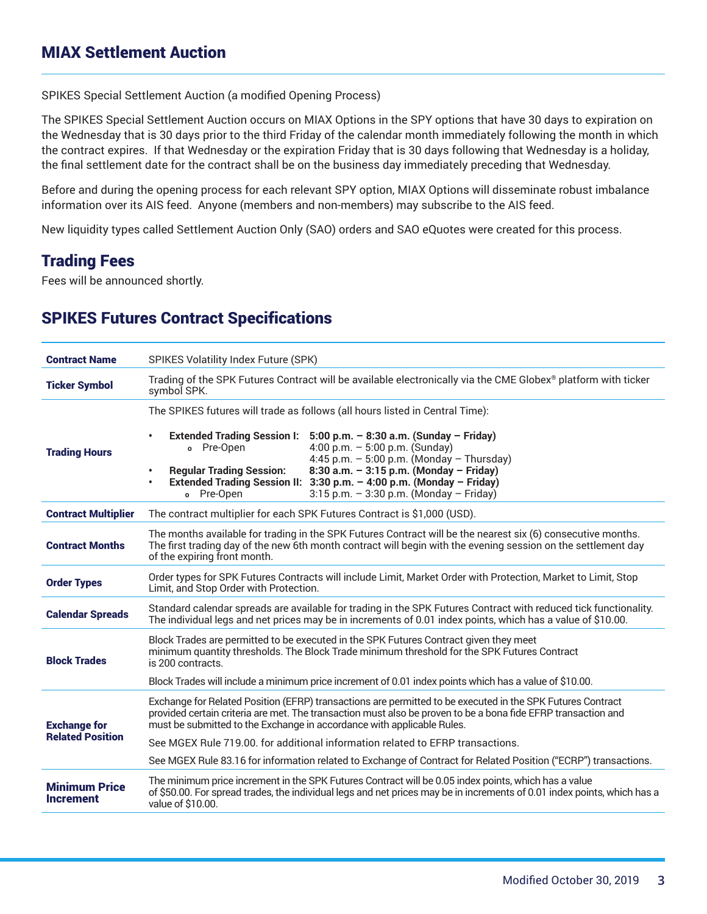## MIAX Settlement Auction

SPIKES Special Settlement Auction (a modified Opening Process)

The SPIKES Special Settlement Auction occurs on MIAX Options in the SPY options that have 30 days to expiration on the Wednesday that is 30 days prior to the third Friday of the calendar month immediately following the month in which the contract expires. If that Wednesday or the expiration Friday that is 30 days following that Wednesday is a holiday, the final settlement date for the contract shall be on the business day immediately preceding that Wednesday.

Before and during the opening process for each relevant SPY option, MIAX Options will disseminate robust imbalance information over its AIS feed. Anyone (members and non-members) may subscribe to the AIS feed.

New liquidity types called Settlement Auction Only (SAO) orders and SAO eQuotes were created for this process.

## Trading Fees

Fees will be announced shortly.

## SPIKES Futures Contract Specifications

| | |
|---|---|
| **Contract Name** | SPIKES Volatility Index Future (SPK) |
| **Ticker Symbol** | Trading of the SPK Futures Contract will be available electronically via the CME Globex® platform with ticker symbol SPK. |
| **Trading Hours** | The SPIKES futures will trade as follows (all hours listed in Central Time):<br>• **Extended Trading Session I: 5:00 p.m. – 8:30 a.m. (Sunday – Friday)**<br>  o Pre-Open 4:00 p.m. – 5:00 p.m. (Sunday)<br>  4:45 p.m. – 5:00 p.m. (Monday – Thursday)<br>• **Regular Trading Session: 8:30 a.m. – 3:15 p.m. (Monday – Friday)**<br>• **Extended Trading Session II: 3:30 p.m. – 4:00 p.m. (Monday – Friday)**<br>  o Pre-Open 3:15 p.m. – 3:30 p.m. (Monday – Friday) |
| **Contract Multiplier** | The contract multiplier for each SPK Futures Contract is $1,000 (USD). |
| **Contract Months** | The months available for trading in the SPK Futures Contract will be the nearest six (6) consecutive months. The first trading day of the new 6th month contract will begin with the evening session on the settlement day of the expiring front month. |
| **Order Types** | Order types for SPK Futures Contracts will include Limit, Market Order with Protection, Market to Limit, Stop Limit, and Stop Order with Protection. |
| **Calendar Spreads** | Standard calendar spreads are available for trading in the SPK Futures Contract with reduced tick functionality. The individual legs and net prices may be in increments of 0.01 index points, which has a value of $10.00. |
| **Block Trades** | Block Trades are permitted to be executed in the SPK Futures Contract given they meet minimum quantity thresholds. The Block Trade minimum threshold for the SPK Futures Contract is 200 contracts.<br>Block Trades will include a minimum price increment of 0.01 index points which has a value of $10.00. |
| **Exchange for Related Position** | Exchange for Related Position (EFRP) transactions are permitted to be executed in the SPK Futures Contract provided certain criteria are met. The transaction must also be proven to be a bona fide EFRP transaction and must be submitted to the Exchange in accordance with applicable Rules.<br>See MGEX Rule 719.00. for additional information related to EFRP transactions.<br>See MGEX Rule 83.16 for information related to Exchange of Contract for Related Position ("ECRP") transactions. |
| **Minimum Price Increment** | The minimum price increment in the SPK Futures Contract will be 0.05 index points, which has a value of $50.00. For spread trades, the individual legs and net prices may be in increments of 0.01 index points, which has a value of $10.00. |

Modified October 30, 2019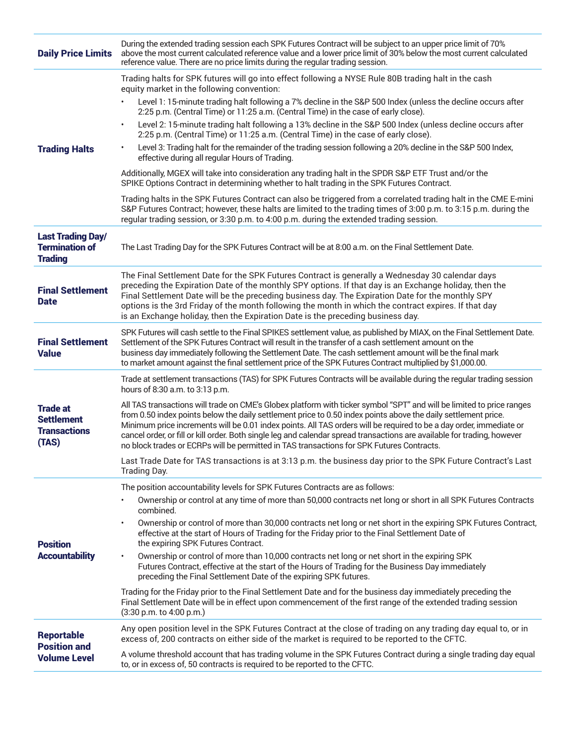| | |
|---|---|
| **Daily Price Limits** | During the extended trading session each SPK Futures Contract will be subject to an upper price limit of 70% above the most current calculated reference value and a lower price limit of 30% below the most current calculated reference value. There are no price limits during the regular trading session. |
| **Trading Halts** | Trading halts for SPK futures will go into effect following a NYSE Rule 80B trading halt in the cash equity market in the following convention:<br>• Level 1: 15-minute trading halt following a 7% decline in the S&P 500 Index (unless the decline occurs after 2:25 p.m. (Central Time) or 11:25 a.m. (Central Time) in the case of early close).<br>• Level 2: 15-minute trading halt following a 13% decline in the S&P 500 Index (unless decline occurs after 2:25 p.m. (Central Time) or 11:25 a.m. (Central Time) in the case of early close).<br>• Level 3: Trading halt for the remainder of the trading session following a 20% decline in the S&P 500 Index, effective during all regular Hours of Trading.<br><br>Additionally, MGEX will take into consideration any trading halt in the SPDR S&P ETF Trust and/or the SPIKE Options Contract in determining whether to halt trading in the SPK Futures Contract.<br><br>Trading halts in the SPK Futures Contract can also be triggered from a correlated trading halt in the CME E-mini S&P Futures Contract; however, these halts are limited to the trading times of 3:00 p.m. to 3:15 p.m. during the regular trading session, or 3:30 p.m. to 4:00 p.m. during the extended trading session. |
| **Last Trading Day/ Termination of Trading** | The Last Trading Day for the SPK Futures Contract will be at 8:00 a.m. on the Final Settlement Date. |
| **Final Settlement Date** | The Final Settlement Date for the SPK Futures Contract is generally a Wednesday 30 calendar days preceding the Expiration Date of the monthly SPY options. If that day is an Exchange holiday, then the Final Settlement Date will be the preceding business day. The Expiration Date for the monthly SPY options is the 3rd Friday of the month following the month in which the contract expires. If that day is an Exchange holiday, then the Expiration Date is the preceding business day. |
| **Final Settlement Value** | SPK Futures will cash settle to the Final SPIKES settlement value, as published by MIAX, on the Final Settlement Date. Settlement of the SPK Futures Contract will result in the transfer of a cash settlement amount on the business day immediately following the Settlement Date. The cash settlement amount will be the final mark to market amount against the final settlement price of the SPK Futures Contract multiplied by $1,000.00. |
| **Trade at Settlement Transactions (TAS)** | Trade at settlement transactions (TAS) for SPK Futures Contracts will be available during the regular trading session hours of 8:30 a.m. to 3:13 p.m.<br><br>All TAS transactions will trade on CME's Globex platform with ticker symbol "SPT" and will be limited to price ranges from 0.50 index points below the daily settlement price to 0.50 index points above the daily settlement price. Minimum price increments will be 0.01 index points. All TAS orders will be required to be a day order, immediate or cancel order, or fill or kill order. Both single leg and calendar spread transactions are available for trading, however no block trades or ECRPs will be permitted in TAS transactions for SPK Futures Contracts.<br><br>Last Trade Date for TAS transactions is at 3:13 p.m. the business day prior to the SPK Future Contract's Last Trading Day. |
| **Position Accountability** | The position accountability levels for SPK Futures Contracts are as follows:<br>• Ownership or control at any time of more than 50,000 contracts net long or short in all SPK Futures Contracts combined.<br>• Ownership or control of more than 30,000 contracts net long or net short in the expiring SPK Futures Contract, effective at the start of Hours of Trading for the Friday prior to the Final Settlement Date of the expiring SPK Futures Contract.<br>• Ownership or control of more than 10,000 contracts net long or net short in the expiring SPK Futures Contract, effective at the start of the Hours of Trading for the Business Day immediately preceding the Final Settlement Date of the expiring SPK futures.<br><br>Trading for the Friday prior to the Final Settlement Date and for the business day immediately preceding the Final Settlement Date will be in effect upon commencement of the first range of the extended trading session (3:30 p.m. to 4:00 p.m.) |
| **Reportable Position and Volume Level** | Any open position level in the SPK Futures Contract at the close of trading on any trading day equal to, or in excess of, 200 contracts on either side of the market is required to be reported to the CFTC.<br><br>A volume threshold account that has trading volume in the SPK Futures Contract during a single trading day equal to, or in excess of, 50 contracts is required to be reported to the CFTC. |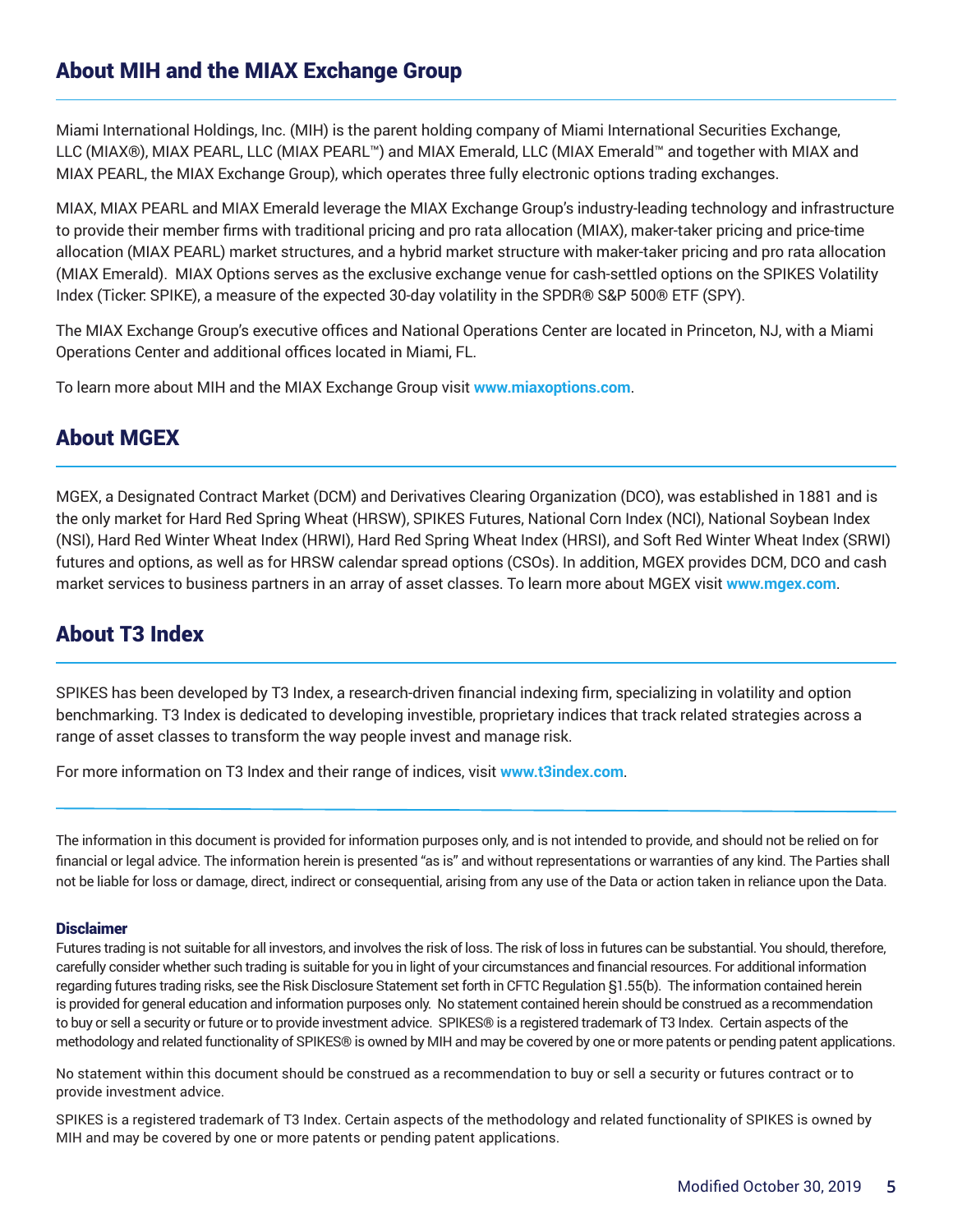## About MIH and the MIAX Exchange Group

Miami International Holdings, Inc. (MIH) is the parent holding company of Miami International Securities Exchange, LLC (MIAX®), MIAX PEARL, LLC (MIAX PEARL™) and MIAX Emerald, LLC (MIAX Emerald™ and together with MIAX and MIAX PEARL, the MIAX Exchange Group), which operates three fully electronic options trading exchanges.

MIAX, MIAX PEARL and MIAX Emerald leverage the MIAX Exchange Group's industry-leading technology and infrastructure to provide their member firms with traditional pricing and pro rata allocation (MIAX), maker-taker pricing and price-time allocation (MIAX PEARL) market structures, and a hybrid market structure with maker-taker pricing and pro rata allocation (MIAX Emerald). MIAX Options serves as the exclusive exchange venue for cash-settled options on the SPIKES Volatility Index (Ticker: SPIKE), a measure of the expected 30-day volatility in the SPDR® S&P 500® ETF (SPY).

The MIAX Exchange Group's executive offices and National Operations Center are located in Princeton, NJ, with a Miami Operations Center and additional offices located in Miami, FL.

To learn more about MIH and the MIAX Exchange Group visit **www.miaxoptions.com**.

## About MGEX

MGEX, a Designated Contract Market (DCM) and Derivatives Clearing Organization (DCO), was established in 1881 and is the only market for Hard Red Spring Wheat (HRSW), SPIKES Futures, National Corn Index (NCI), National Soybean Index (NSI), Hard Red Winter Wheat Index (HRWI), Hard Red Spring Wheat Index (HRSI), and Soft Red Winter Wheat Index (SRWI) futures and options, as well as for HRSW calendar spread options (CSOs). In addition, MGEX provides DCM, DCO and cash market services to business partners in an array of asset classes. To learn more about MGEX visit **www.mgex.com**.

## About T3 Index

SPIKES has been developed by T3 Index, a research-driven financial indexing firm, specializing in volatility and option benchmarking. T3 Index is dedicated to developing investible, proprietary indices that track related strategies across a range of asset classes to transform the way people invest and manage risk.

For more information on T3 Index and their range of indices, visit **www.t3index.com**.

The information in this document is provided for information purposes only, and is not intended to provide, and should not be relied on for financial or legal advice. The information herein is presented "as is" and without representations or warranties of any kind. The Parties shall not be liable for loss or damage, direct, indirect or consequential, arising from any use of the Data or action taken in reliance upon the Data.

**Disclaimer**

Futures trading is not suitable for all investors, and involves the risk of loss. The risk of loss in futures can be substantial. You should, therefore, carefully consider whether such trading is suitable for you in light of your circumstances and financial resources. For additional information regarding futures trading risks, see the Risk Disclosure Statement set forth in CFTC Regulation §1.55(b). The information contained herein is provided for general education and information purposes only. No statement contained herein should be construed as a recommendation to buy or sell a security or future or to provide investment advice. SPIKES® is a registered trademark of T3 Index. Certain aspects of the methodology and related functionality of SPIKES® is owned by MIH and may be covered by one or more patents or pending patent applications.

No statement within this document should be construed as a recommendation to buy or sell a security or futures contract or to provide investment advice.

SPIKES is a registered trademark of T3 Index. Certain aspects of the methodology and related functionality of SPIKES is owned by MIH and may be covered by one or more patents or pending patent applications.

Modified October 30, 2019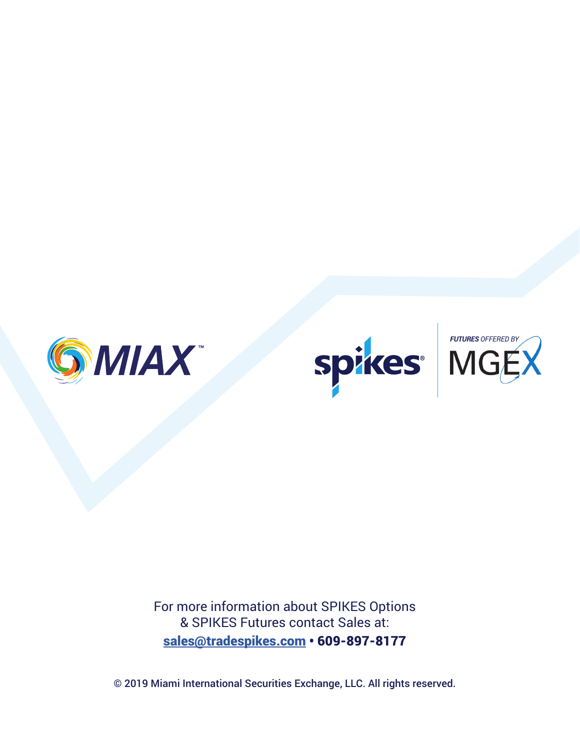For more information about SPIKES Options & SPIKES Futures contact Sales at:

**sales@tradespikes.com • 609-897-8177**

© 2019 Miami International Securities Exchange, LLC. All rights reserved.